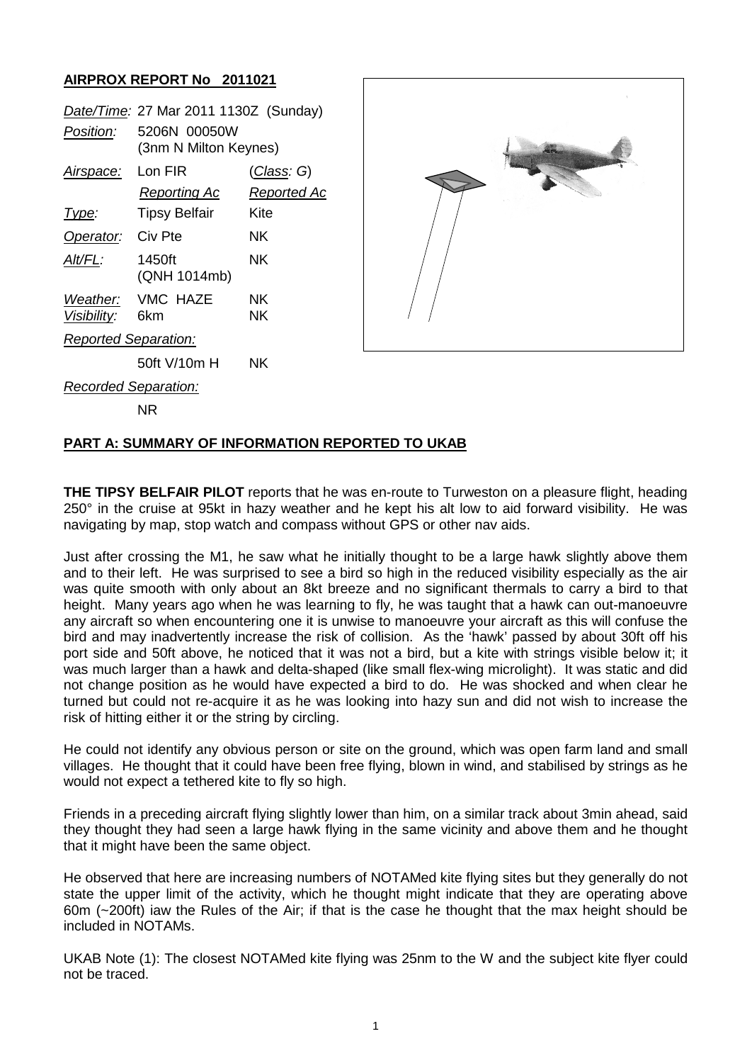## AIRPROX REPORT No 2011021

| | | |
|---|---|---|
| *Date/Time:* | 27 Mar 2011 1130Z (Sunday) | |
| *Position:* | 5206N 00050W (3nm N Milton Keynes) | |
| *Airspace:* | Lon FIR | (*Class:* G) |
| | *Reporting Ac* | *Reported Ac* |
| *Type:* | Tipsy Belfair | Kite |
| *Operator:* | Civ Pte | NK |
| *Alt/FL:* | 1450ft (QNH 1014mb) | NK |
| *Weather:* | VMC HAZE | NK |
| *Visibility:* | 6km | NK |
| *Reported Separation:* | | |
| | 50ft V/10m H | NK |
| *Recorded Separation:* | | |
| | NR | |

### PART A: SUMMARY OF INFORMATION REPORTED TO UKAB

**THE TIPSY BELFAIR PILOT** reports that he was en-route to Turweston on a pleasure flight, heading 250° in the cruise at 95kt in hazy weather and he kept his alt low to aid forward visibility. He was navigating by map, stop watch and compass without GPS or other nav aids.

Just after crossing the M1, he saw what he initially thought to be a large hawk slightly above them and to their left. He was surprised to see a bird so high in the reduced visibility especially as the air was quite smooth with only about an 8kt breeze and no significant thermals to carry a bird to that height. Many years ago when he was learning to fly, he was taught that a hawk can out-manoeuvre any aircraft so when encountering one it is unwise to manoeuvre your aircraft as this will confuse the bird and may inadvertently increase the risk of collision. As the 'hawk' passed by about 30ft off his port side and 50ft above, he noticed that it was not a bird, but a kite with strings visible below it; it was much larger than a hawk and delta-shaped (like small flex-wing microlight). It was static and did not change position as he would have expected a bird to do. He was shocked and when clear he turned but could not re-acquire it as he was looking into hazy sun and did not wish to increase the risk of hitting either it or the string by circling.

He could not identify any obvious person or site on the ground, which was open farm land and small villages. He thought that it could have been free flying, blown in wind, and stabilised by strings as he would not expect a tethered kite to fly so high.

Friends in a preceding aircraft flying slightly lower than him, on a similar track about 3min ahead, said they thought they had seen a large hawk flying in the same vicinity and above them and he thought that it might have been the same object.

He observed that here are increasing numbers of NOTAMed kite flying sites but they generally do not state the upper limit of the activity, which he thought might indicate that they are operating above 60m (~200ft) iaw the Rules of the Air; if that is the case he thought that the max height should be included in NOTAMs.

UKAB Note (1): The closest NOTAMed kite flying was 25nm to the W and the subject kite flyer could not be traced.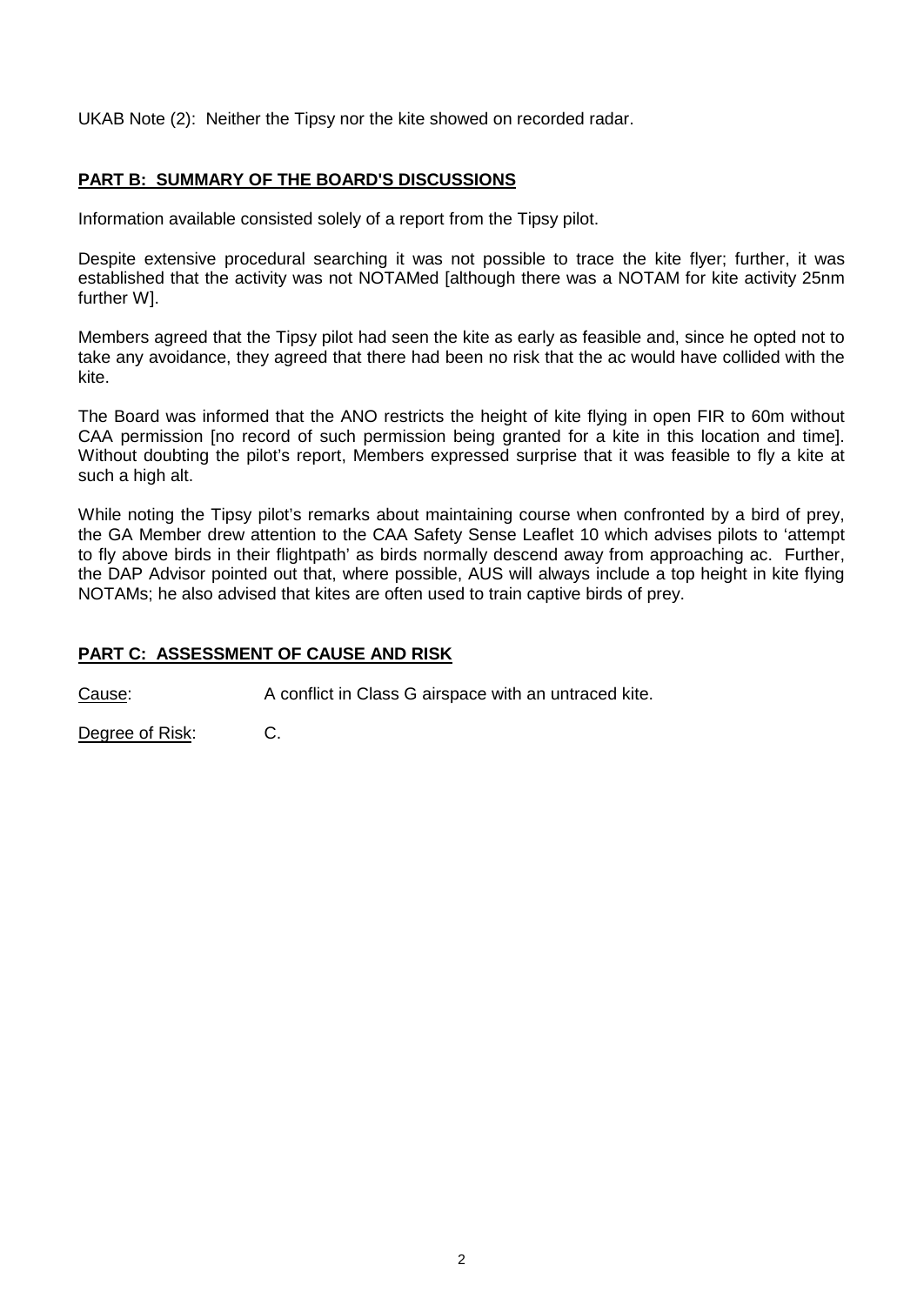UKAB Note (2): Neither the Tipsy nor the kite showed on recorded radar.

## PART B: SUMMARY OF THE BOARD'S DISCUSSIONS

Information available consisted solely of a report from the Tipsy pilot.

Despite extensive procedural searching it was not possible to trace the kite flyer; further, it was established that the activity was not NOTAMed [although there was a NOTAM for kite activity 25nm further W].

Members agreed that the Tipsy pilot had seen the kite as early as feasible and, since he opted not to take any avoidance, they agreed that there had been no risk that the ac would have collided with the kite.

The Board was informed that the ANO restricts the height of kite flying in open FIR to 60m without CAA permission [no record of such permission being granted for a kite in this location and time]. Without doubting the pilot's report, Members expressed surprise that it was feasible to fly a kite at such a high alt.

While noting the Tipsy pilot's remarks about maintaining course when confronted by a bird of prey, the GA Member drew attention to the CAA Safety Sense Leaflet 10 which advises pilots to 'attempt to fly above birds in their flightpath' as birds normally descend away from approaching ac. Further, the DAP Advisor pointed out that, where possible, AUS will always include a top height in kite flying NOTAMs; he also advised that kites are often used to train captive birds of prey.

## PART C: ASSESSMENT OF CAUSE AND RISK

Cause: A conflict in Class G airspace with an untraced kite.

Degree of Risk: C.